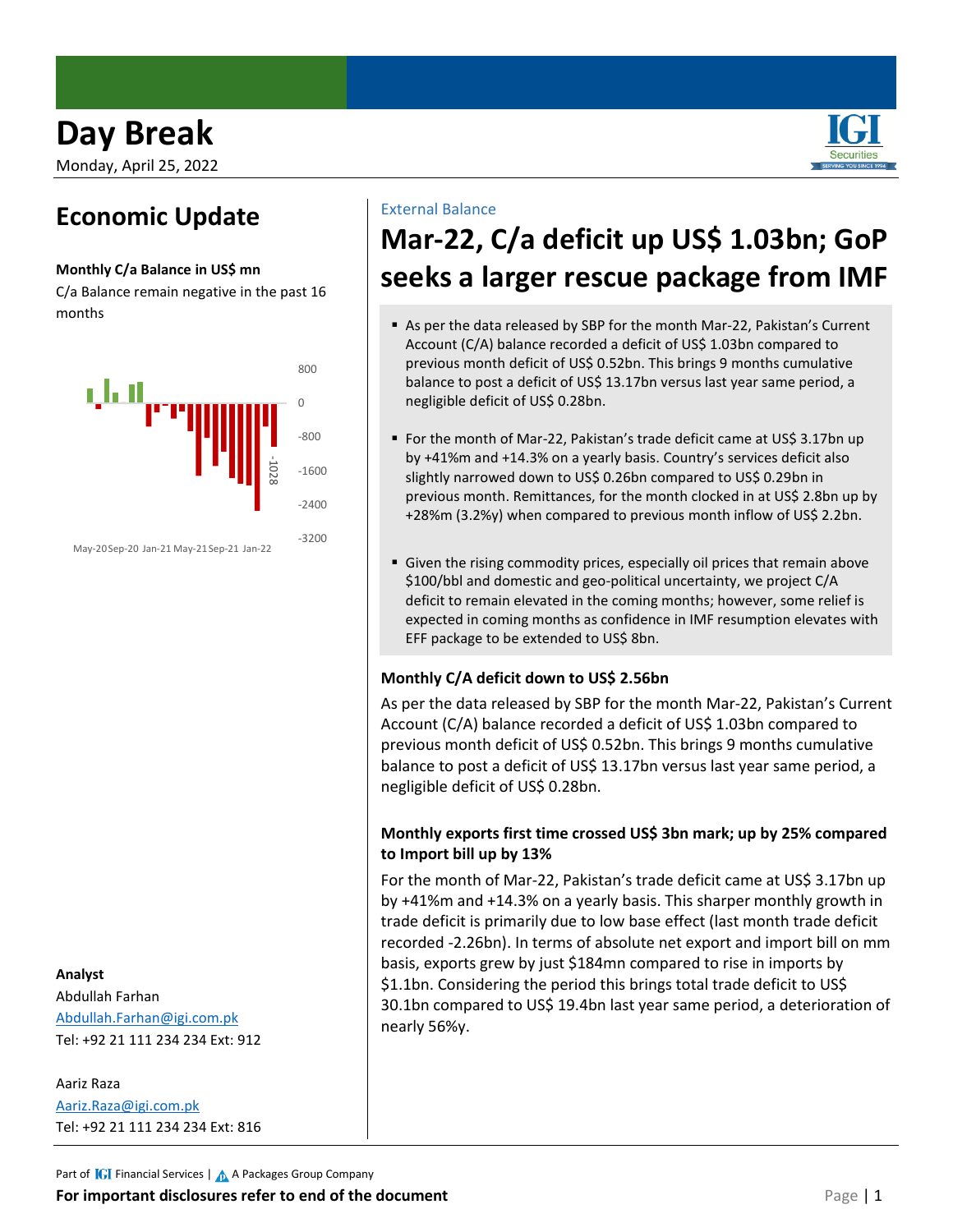# Day Break

Monday, April 25, 2022

## Economic Update

**Monthly C/a Balance in US$ mn**

C/a Balance remain negative in the past 16 months

800
0
-800
-1600
-2400
-3200

-1028

May-20 Sep-20 Jan-21 May-21 Sep-21 Jan-22

**Analyst**

Abdullah Farhan
Abdullah.Farhan@igi.com.pk
Tel: +92 21 111 234 234 Ext: 912

Aariz Raza
Aariz.Raza@igi.com.pk
Tel: +92 21 111 234 234 Ext: 816

External Balance

# Mar-22, C/a deficit up US$ 1.03bn; GoP seeks a larger rescue package from IMF

- As per the data released by SBP for the month Mar-22, Pakistan's Current Account (C/A) balance recorded a deficit of US$ 1.03bn compared to previous month deficit of US$ 0.52bn. This brings 9 months cumulative balance to post a deficit of US$ 13.17bn versus last year same period, a negligible deficit of US$ 0.28bn.
- For the month of Mar-22, Pakistan's trade deficit came at US$ 3.17bn up by +41%m and +14.3% on a yearly basis. Country's services deficit also slightly narrowed down to US$ 0.26bn compared to US$ 0.29bn in previous month. Remittances, for the month clocked in at US$ 2.8bn up by +28%m (3.2%y) when compared to previous month inflow of US$ 2.2bn.
- Given the rising commodity prices, especially oil prices that remain above $100/bbl and domestic and geo-political uncertainty, we project C/A deficit to remain elevated in the coming months; however, some relief is expected in coming months as confidence in IMF resumption elevates with EFF package to be extended to US$ 8bn.

**Monthly C/A deficit down to US$ 2.56bn**

As per the data released by SBP for the month Mar-22, Pakistan's Current Account (C/A) balance recorded a deficit of US$ 1.03bn compared to previous month deficit of US$ 0.52bn. This brings 9 months cumulative balance to post a deficit of US$ 13.17bn versus last year same period, a negligible deficit of US$ 0.28bn.

**Monthly exports first time crossed US$ 3bn mark; up by 25% compared to Import bill up by 13%**

For the month of Mar-22, Pakistan's trade deficit came at US$ 3.17bn up by +41%m and +14.3% on a yearly basis. This sharper monthly growth in trade deficit is primarily due to low base effect (last month trade deficit recorded -2.26bn). In terms of absolute net export and import bill on mm basis, exports grew by just $184mn compared to rise in imports by $1.1bn. Considering the period this brings total trade deficit to US$ 30.1bn compared to US$ 19.4bn last year same period, a deterioration of nearly 56%y.

Part of IGI Financial Services | A Packages Group Company

**For important disclosures refer to end of the document**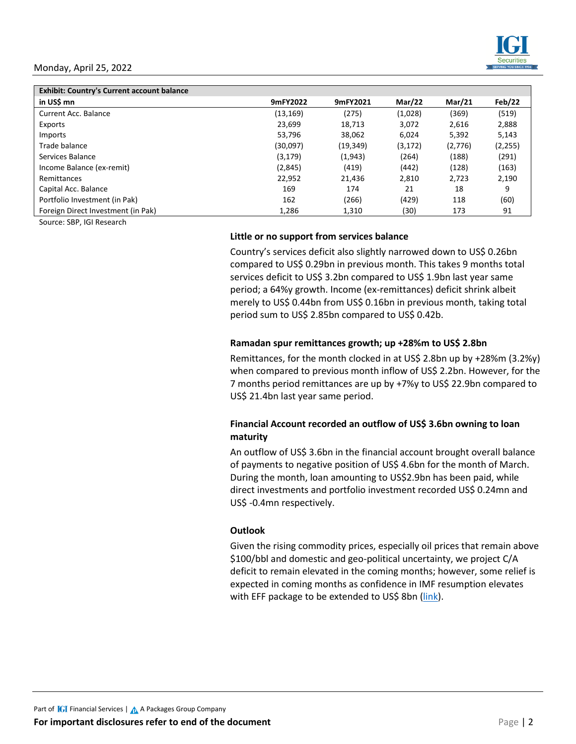| Exhibit: Country's Current account balance | | | | | |
|---|---|---|---|---|---|
| **in US$ mn** | **9mFY2022** | **9mFY2021** | **Mar/22** | **Mar/21** | **Feb/22** |
| Current Acc. Balance | (13,169) | (275) | (1,028) | (369) | (519) |
| Exports | 23,699 | 18,713 | 3,072 | 2,616 | 2,888 |
| Imports | 53,796 | 38,062 | 6,024 | 5,392 | 5,143 |
| Trade balance | (30,097) | (19,349) | (3,172) | (2,776) | (2,255) |
| Services Balance | (3,179) | (1,943) | (264) | (188) | (291) |
| Income Balance (ex-remit) | (2,845) | (419) | (442) | (128) | (163) |
| Remittances | 22,952 | 21,436 | 2,810 | 2,723 | 2,190 |
| Capital Acc. Balance | 169 | 174 | 21 | 18 | 9 |
| Portfolio Investment (in Pak) | 162 | (266) | (429) | 118 | (60) |
| Foreign Direct Investment (in Pak) | 1,286 | 1,310 | (30) | 173 | 91 |

Source: SBP, IGI Research

### Little or no support from services balance

Country's services deficit also slightly narrowed down to US$ 0.26bn compared to US$ 0.29bn in previous month. This takes 9 months total services deficit to US$ 3.2bn compared to US$ 1.9bn last year same period; a 64%y growth. Income (ex-remittances) deficit shrink albeit merely to US$ 0.44bn from US$ 0.16bn in previous month, taking total period sum to US$ 2.85bn compared to US$ 0.42b.

### Ramadan spur remittances growth; up +28%m to US$ 2.8bn

Remittances, for the month clocked in at US$ 2.8bn up by +28%m (3.2%y) when compared to previous month inflow of US$ 2.2bn. However, for the 7 months period remittances are up by +7%y to US$ 22.9bn compared to US$ 21.4bn last year same period.

### Financial Account recorded an outflow of US$ 3.6bn owning to loan maturity

An outflow of US$ 3.6bn in the financial account brought overall balance of payments to negative position of US$ 4.6bn for the month of March. During the month, loan amounting to US$2.9bn has been paid, while direct investments and portfolio investment recorded US$ 0.24mn and US$ -0.4mn respectively.

### Outlook

Given the rising commodity prices, especially oil prices that remain above $100/bbl and domestic and geo-political uncertainty, we project C/A deficit to remain elevated in the coming months; however, some relief is expected in coming months as confidence in IMF resumption elevates with EFF package to be extended to US$ 8bn (link).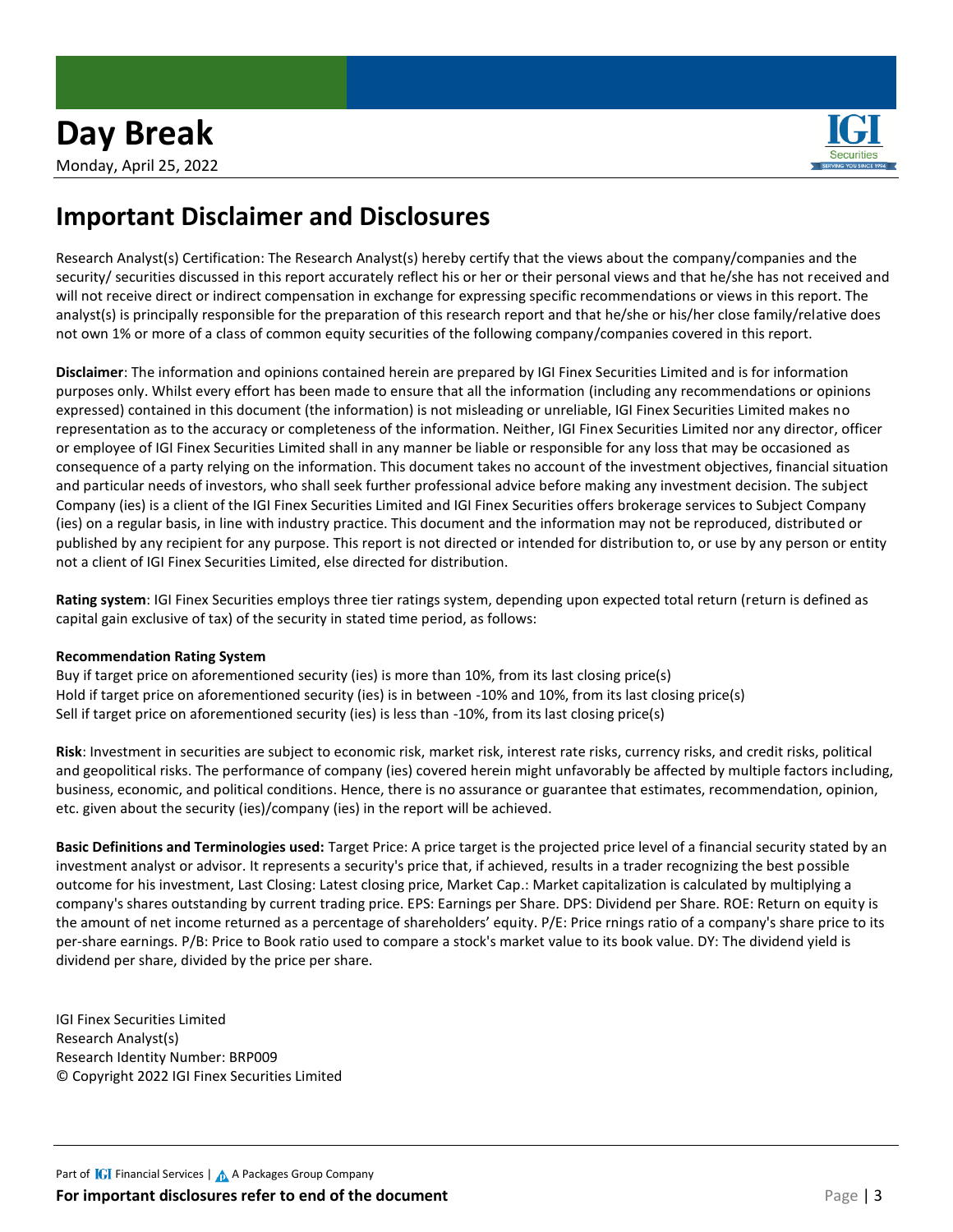## Important Disclaimer and Disclosures

Research Analyst(s) Certification: The Research Analyst(s) hereby certify that the views about the company/companies and the security/ securities discussed in this report accurately reflect his or her or their personal views and that he/she has not received and will not receive direct or indirect compensation in exchange for expressing specific recommendations or views in this report. The analyst(s) is principally responsible for the preparation of this research report and that he/she or his/her close family/relative does not own 1% or more of a class of common equity securities of the following company/companies covered in this report.

**Disclaimer**: The information and opinions contained herein are prepared by IGI Finex Securities Limited and is for information purposes only. Whilst every effort has been made to ensure that all the information (including any recommendations or opinions expressed) contained in this document (the information) is not misleading or unreliable, IGI Finex Securities Limited makes no representation as to the accuracy or completeness of the information. Neither, IGI Finex Securities Limited nor any director, officer or employee of IGI Finex Securities Limited shall in any manner be liable or responsible for any loss that may be occasioned as consequence of a party relying on the information. This document takes no account of the investment objectives, financial situation and particular needs of investors, who shall seek further professional advice before making any investment decision. The subject Company (ies) is a client of the IGI Finex Securities Limited and IGI Finex Securities offers brokerage services to Subject Company (ies) on a regular basis, in line with industry practice. This document and the information may not be reproduced, distributed or published by any recipient for any purpose. This report is not directed or intended for distribution to, or use by any person or entity not a client of IGI Finex Securities Limited, else directed for distribution.

**Rating system**: IGI Finex Securities employs three tier ratings system, depending upon expected total return (return is defined as capital gain exclusive of tax) of the security in stated time period, as follows:

**Recommendation Rating System**

Buy if target price on aforementioned security (ies) is more than 10%, from its last closing price(s)
Hold if target price on aforementioned security (ies) is in between -10% and 10%, from its last closing price(s)
Sell if target price on aforementioned security (ies) is less than -10%, from its last closing price(s)

**Risk**: Investment in securities are subject to economic risk, market risk, interest rate risks, currency risks, and credit risks, political and geopolitical risks. The performance of company (ies) covered herein might unfavorably be affected by multiple factors including, business, economic, and political conditions. Hence, there is no assurance or guarantee that estimates, recommendation, opinion, etc. given about the security (ies)/company (ies) in the report will be achieved.

**Basic Definitions and Terminologies used:** Target Price: A price target is the projected price level of a financial security stated by an investment analyst or advisor. It represents a security's price that, if achieved, results in a trader recognizing the best possible outcome for his investment, Last Closing: Latest closing price, Market Cap.: Market capitalization is calculated by multiplying a company's shares outstanding by current trading price. EPS: Earnings per Share. DPS: Dividend per Share. ROE: Return on equity is the amount of net income returned as a percentage of shareholders' equity. P/E: Price rnings ratio of a company's share price to its per-share earnings. P/B: Price to Book ratio used to compare a stock's market value to its book value. DY: The dividend yield is dividend per share, divided by the price per share.

IGI Finex Securities Limited
Research Analyst(s)
Research Identity Number: BRP009
© Copyright 2022 IGI Finex Securities Limited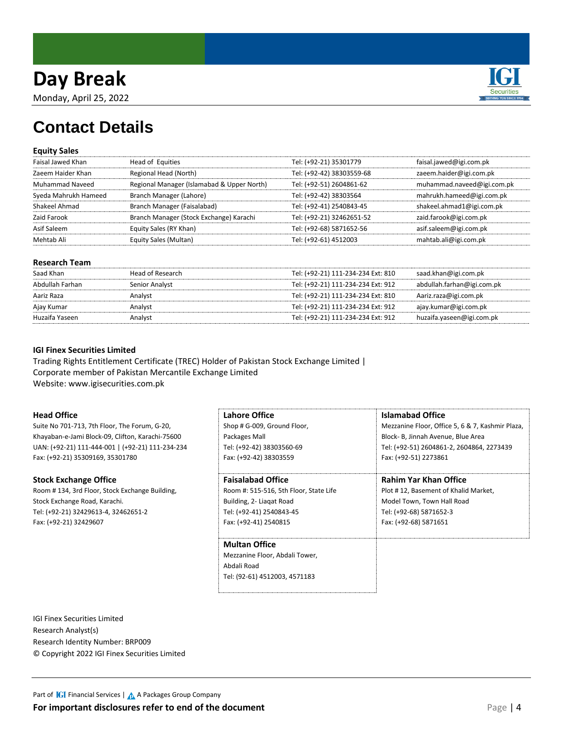## Contact Details

### Equity Sales

| | | | |
|---|---|---|---|
| Faisal Jawed Khan | Head of Equities | Tel: (+92-21) 35301779 | faisal.jawed@igi.com.pk |
| Zaeem Haider Khan | Regional Head (North) | Tel: (+92-42) 38303559-68 | zaeem.haider@igi.com.pk |
| Muhammad Naveed | Regional Manager (Islamabad & Upper North) | Tel: (+92-51) 2604861-62 | muhammad.naveed@igi.com.pk |
| Syeda Mahrukh Hameed | Branch Manager (Lahore) | Tel: (+92-42) 38303564 | mahrukh.hameed@igi.com.pk |
| Shakeel Ahmad | Branch Manager (Faisalabad) | Tel: (+92-41) 2540843-45 | shakeel.ahmad1@igi.com.pk |
| Zaid Farook | Branch Manager (Stock Exchange) Karachi | Tel: (+92-21) 32462651-52 | zaid.farook@igi.com.pk |
| Asif Saleem | Equity Sales (RY Khan) | Tel: (+92-68) 5871652-56 | asif.saleem@igi.com.pk |
| Mehtab Ali | Equity Sales (Multan) | Tel: (+92-61) 4512003 | mahtab.ali@igi.com.pk |

### Research Team

| | | | |
|---|---|---|---|
| Saad Khan | Head of Research | Tel: (+92-21) 111-234-234 Ext: 810 | saad.khan@igi.com.pk |
| Abdullah Farhan | Senior Analyst | Tel: (+92-21) 111-234-234 Ext: 912 | abdullah.farhan@igi.com.pk |
| Aariz Raza | Analyst | Tel: (+92-21) 111-234-234 Ext: 810 | Aariz.raza@igi.com.pk |
| Ajay Kumar | Analyst | Tel: (+92-21) 111-234-234 Ext: 912 | ajay.kumar@igi.com.pk |
| Huzaifa Yaseen | Analyst | Tel: (+92-21) 111-234-234 Ext: 912 | huzaifa.yaseen@igi.com.pk |

**IGI Finex Securities Limited**

Trading Rights Entitlement Certificate (TREC) Holder of Pakistan Stock Exchange Limited |
Corporate member of Pakistan Mercantile Exchange Limited
Website: www.igisecurities.com.pk

**Head Office**
Suite No 701-713, 7th Floor, The Forum, G-20,
Khayaban-e-Jami Block-09, Clifton, Karachi-75600
UAN: (+92-21) 111-444-001 | (+92-21) 111-234-234
Fax: (+92-21) 35309169, 35301780

**Stock Exchange Office**
Room # 134, 3rd Floor, Stock Exchange Building,
Stock Exchange Road, Karachi.
Tel: (+92-21) 32429613-4, 32462651-2
Fax: (+92-21) 32429607

**Lahore Office**
Shop # G-009, Ground Floor,
Packages Mall
Tel: (+92-42) 38303560-69
Fax: (+92-42) 38303559

**Islamabad Office**
Mezzanine Floor, Office 5, 6 & 7, Kashmir Plaza,
Block- B, Jinnah Avenue, Blue Area
Tel: (+92-51) 2604861-2, 2604864, 2273439
Fax: (+92-51) 2273861

**Faisalabad Office**
Room #: 515-516, 5th Floor, State Life
Building, 2- Liaqat Road
Tel: (+92-41) 2540843-45
Fax: (+92-41) 2540815

**Rahim Yar Khan Office**
Plot # 12, Basement of Khalid Market,
Model Town, Town Hall Road
Tel: (+92-68) 5871652-3
Fax: (+92-68) 5871651

**Multan Office**
Mezzanine Floor, Abdali Tower,
Abdali Road
Tel: (92-61) 4512003, 4571183

IGI Finex Securities Limited
Research Analyst(s)
Research Identity Number: BRP009
© Copyright 2022 IGI Finex Securities Limited